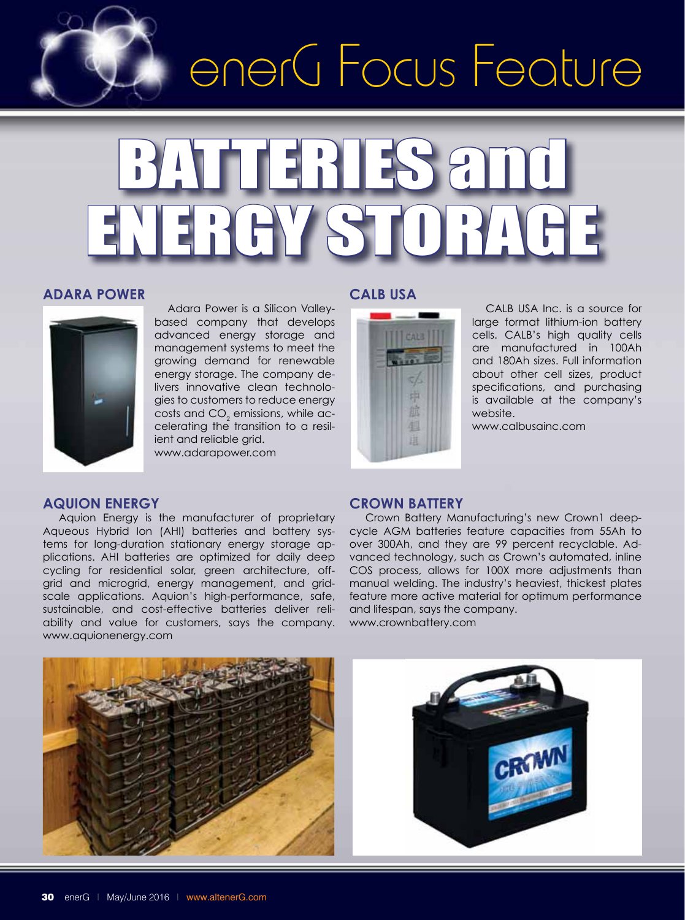# enerG Focus Feature

# BATTERIES and ENERGY STORAGE

## ADARA POWER

Adara Power is a Silicon Valley-based company that develops advanced energy storage and management systems to meet the growing demand for renewable energy storage. The company delivers innovative clean technologies to customers to reduce energy costs and $CO_2$ emissions, while accelerating the transition to a resilient and reliable grid.
www.adarapower.com

## AQUION ENERGY

Aquion Energy is the manufacturer of proprietary Aqueous Hybrid Ion (AHI) batteries and battery systems for long-duration stationary energy storage applications. AHI batteries are optimized for daily deep cycling for residential solar, green architecture, off-grid and microgrid, energy management, and grid-scale applications. Aquion's high-performance, safe, sustainable, and cost-effective batteries deliver reliability and value for customers, says the company.
www.aquionenergy.com

## CALB USA

CALB USA Inc. is a source for large format lithium-ion battery cells. CALB's high quality cells are manufactured in 100Ah and 180Ah sizes. Full information about other cell sizes, product specifications, and purchasing is available at the company's website.
www.calbusainc.com

## CROWN BATTERY

Crown Battery Manufacturing's new Crown1 deep-cycle AGM batteries feature capacities from 55Ah to over 300Ah, and they are 99 percent recyclable. Advanced technology, such as Crown's automated, inline COS process, allows for 100X more adjustments than manual welding. The industry's heaviest, thickest plates feature more active material for optimum performance and lifespan, says the company.
www.crownbattery.com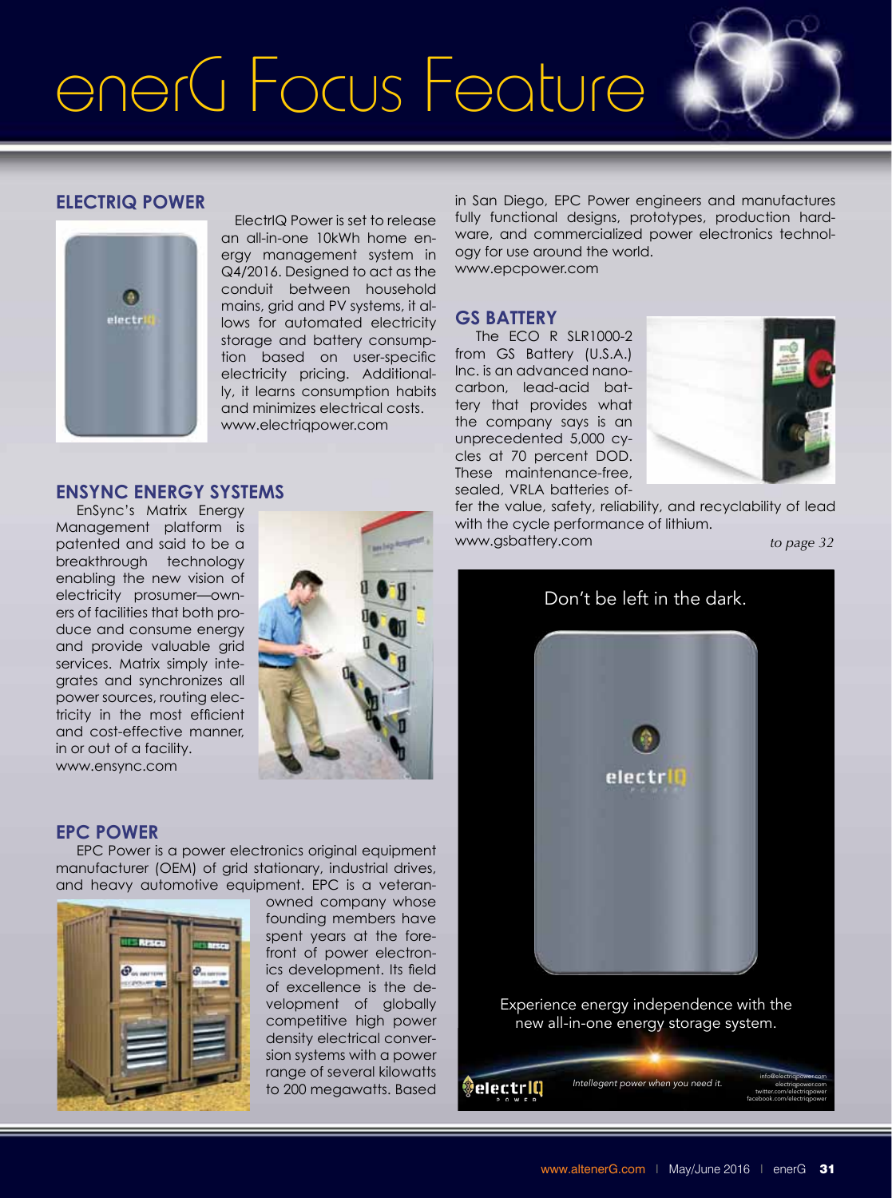# enerG Focus Feature

## ELECTRIQ POWER

ElectrIQ Power is set to release an all-in-one 10kWh home energy management system in Q4/2016. Designed to act as the conduit between household mains, grid and PV systems, it allows for automated electricity storage and battery consumption based on user-specific electricity pricing. Additionally, it learns consumption habits and minimizes electrical costs.
www.electriqpower.com

## ENSYNC ENERGY SYSTEMS

EnSync's Matrix Energy Management platform is patented and said to be a breakthrough technology enabling the new vision of electricity prosumer—owners of facilities that both produce and consume energy and provide valuable grid services. Matrix simply integrates and synchronizes all power sources, routing electricity in the most efficient and cost-effective manner, in or out of a facility.
www.ensync.com

## EPC POWER

EPC Power is a power electronics original equipment manufacturer (OEM) of grid stationary, industrial drives, and heavy automotive equipment. EPC is a veteran-owned company whose founding members have spent years at the forefront of power electronics development. Its field of excellence is the development of globally competitive high power density electrical conversion systems with a power range of several kilowatts to 200 megawatts. Based in San Diego, EPC Power engineers and manufactures fully functional designs, prototypes, production hardware, and commercialized power electronics technology for use around the world.
www.epcpower.com

## GS BATTERY

The ECO R SLR1000-2 from GS Battery (U.S.A.) Inc. is an advanced nano-carbon, lead-acid battery that provides what the company says is an unprecedented 5,000 cycles at 70 percent DOD. These maintenance-free, sealed, VRLA batteries offer the value, safety, reliability, and recyclability of lead with the cycle performance of lithium.
www.gsbattery.com

*to page 32*

Don't be left in the dark.

Experience energy independence with the new all-in-one energy storage system.

electrIQ POWER

*Intellegent power when you need it.*

info@electriqpower.com
electriqpower.com
twitter.com/electriqpower
facebook.com/electriqpower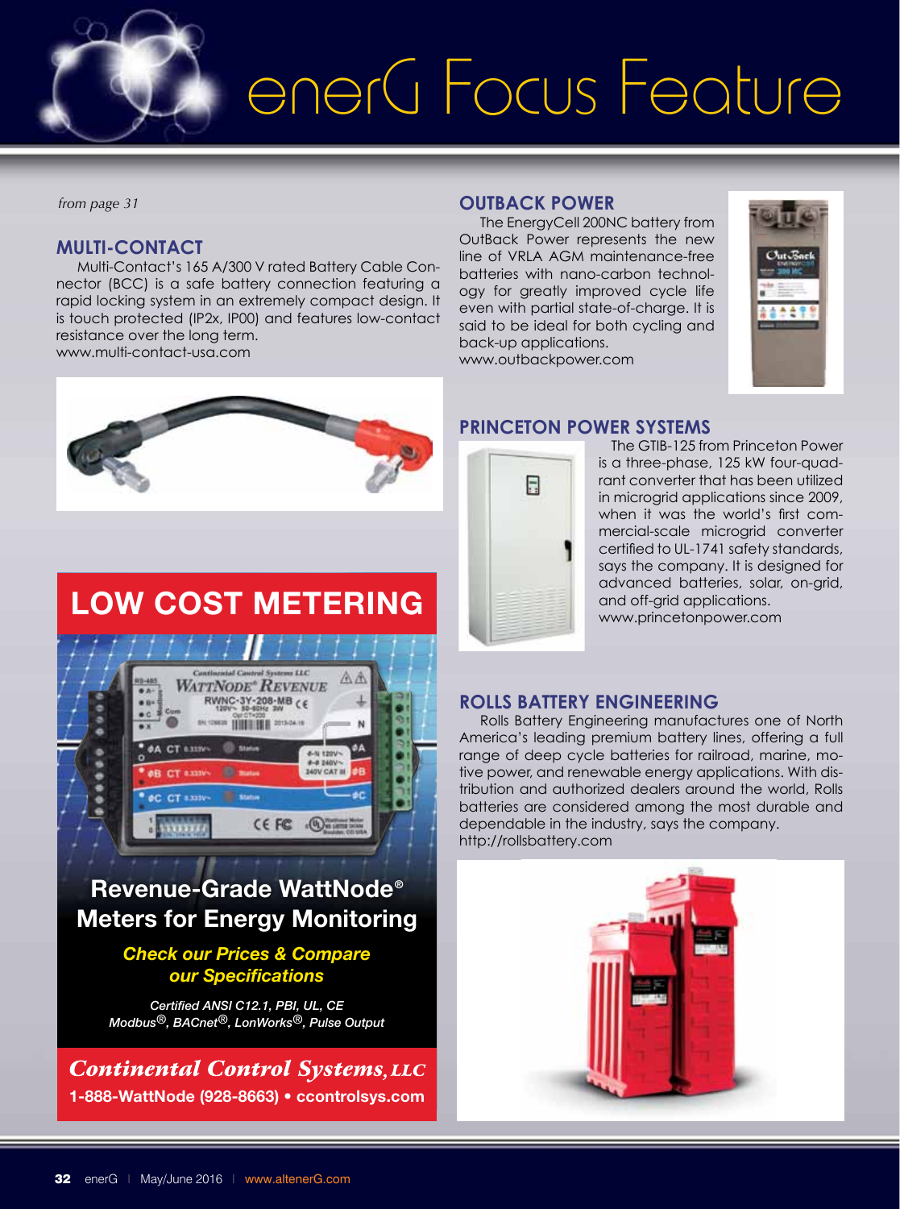*from page 31*

## MULTI-CONTACT

Multi-Contact's 165 A/300 V rated Battery Cable Connector (BCC) is a safe battery connection featuring a rapid locking system in an extremely compact design. It is touch protected (IP2x, IP00) and features low-contact resistance over the long term.
www.multi-contact-usa.com

## LOW COST METERING

**Revenue-Grade WattNode® Meters for Energy Monitoring**

***Check our Prices & Compare our Specifications***

*Certified ANSI C12.1, PBI, UL, CE*
*Modbus®, BACnet®, LonWorks®, Pulse Output*

***Continental Control Systems, LLC***
**1-888-WattNode (928-8663) • ccontrolsys.com**

## OUTBACK POWER

The EnergyCell 200NC battery from OutBack Power represents the new line of VRLA AGM maintenance-free batteries with nano-carbon technology for greatly improved cycle life even with partial state-of-charge. It is said to be ideal for both cycling and back-up applications.
www.outbackpower.com

## PRINCETON POWER SYSTEMS

The GTIB-125 from Princeton Power is a three-phase, 125 kW four-quadrant converter that has been utilized in microgrid applications since 2009, when it was the world's first commercial-scale microgrid converter certified to UL-1741 safety standards, says the company. It is designed for advanced batteries, solar, on-grid, and off-grid applications.
www.princetonpower.com

## ROLLS BATTERY ENGINEERING

Rolls Battery Engineering manufactures one of North America's leading premium battery lines, offering a full range of deep cycle batteries for railroad, marine, motive power, and renewable energy applications. With distribution and authorized dealers around the world, Rolls batteries are considered among the most durable and dependable in the industry, says the company.
http://rollsbattery.com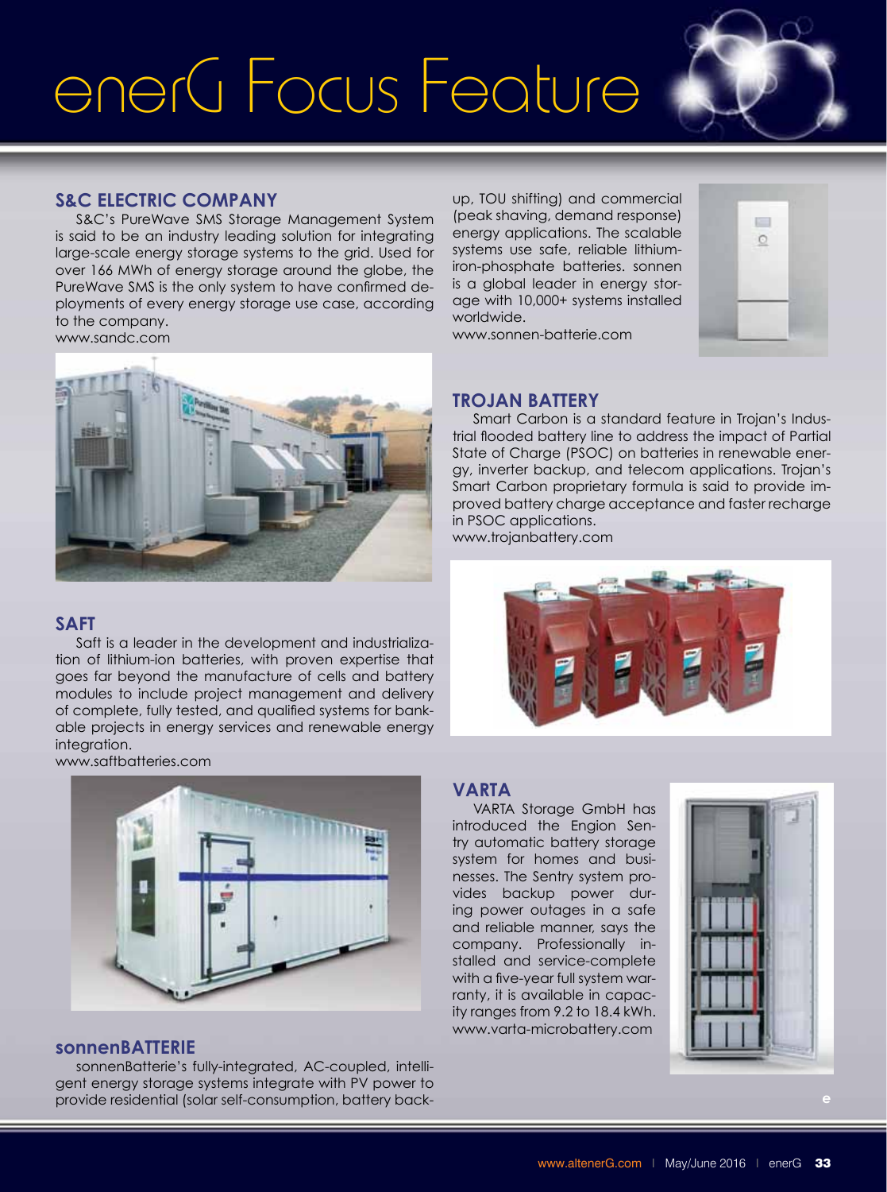# enerG Focus Feature

## S&C ELECTRIC COMPANY

S&C's PureWave SMS Storage Management System is said to be an industry leading solution for integrating large-scale energy storage systems to the grid. Used for over 166 MWh of energy storage around the globe, the PureWave SMS is the only system to have confirmed deployments of every energy storage use case, according to the company.
www.sandc.com

## SAFT

Saft is a leader in the development and industrialization of lithium-ion batteries, with proven expertise that goes far beyond the manufacture of cells and battery modules to include project management and delivery of complete, fully tested, and qualified systems for bankable projects in energy services and renewable energy integration.
www.saftbatteries.com

## sonnenBATTERIE

sonnenBatterie's fully-integrated, AC-coupled, intelligent energy storage systems integrate with PV power to provide residential (solar self-consumption, battery backup, TOU shifting) and commercial (peak shaving, demand response) energy applications. The scalable systems use safe, reliable lithium-iron-phosphate batteries. sonnen is a global leader in energy storage with 10,000+ systems installed worldwide.
www.sonnen-batterie.com

## TROJAN BATTERY

Smart Carbon is a standard feature in Trojan's Industrial flooded battery line to address the impact of Partial State of Charge (PSOC) on batteries in renewable energy, inverter backup, and telecom applications. Trojan's Smart Carbon proprietary formula is said to provide improved battery charge acceptance and faster recharge in PSOC applications.
www.trojanbattery.com

## VARTA

VARTA Storage GmbH has introduced the Engion Sentry automatic battery storage system for homes and businesses. The Sentry system provides backup power during power outages in a safe and reliable manner, says the company. Professionally installed and service-complete with a five-year full system warranty, it is available in capacity ranges from 9.2 to 18.4 kWh.
www.varta-microbattery.com